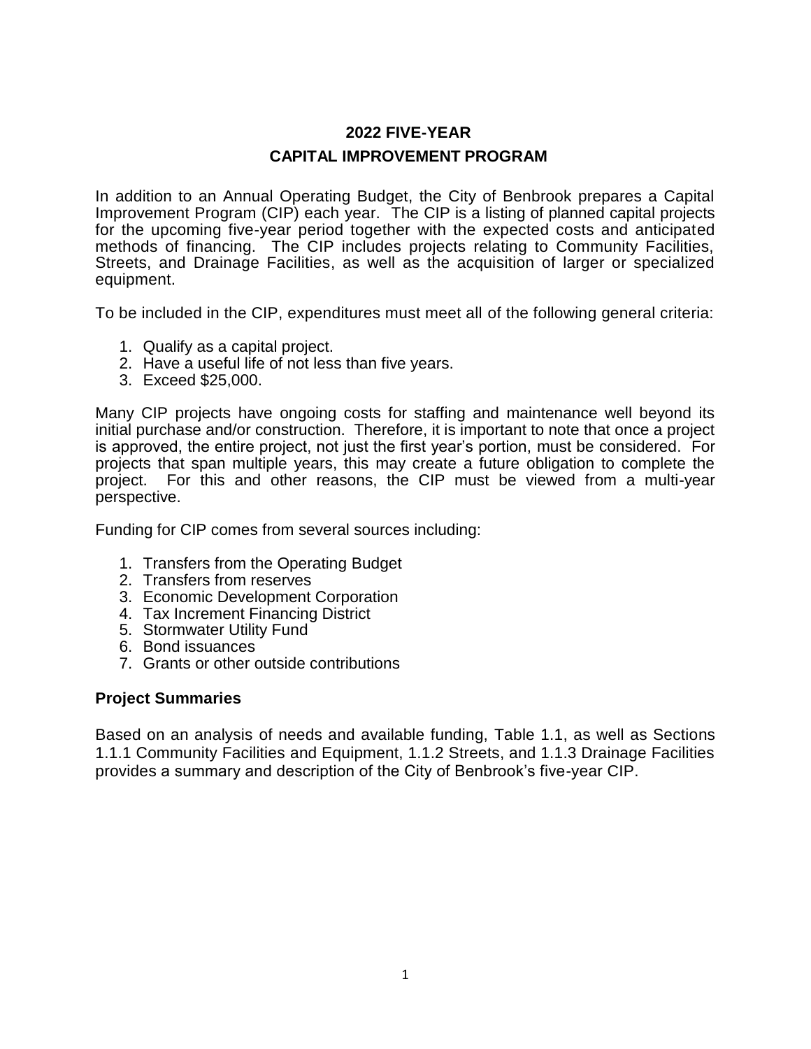# 2022 FIVE-YEAR

# CAPITAL IMPROVEMENT PROGRAM

In addition to an Annual Operating Budget, the City of Benbrook prepares a Capital Improvement Program (CIP) each year. The CIP is a listing of planned capital projects for the upcoming five-year period together with the expected costs and anticipated methods of financing. The CIP includes projects relating to Community Facilities, Streets, and Drainage Facilities, as well as the acquisition of larger or specialized equipment.

To be included in the CIP, expenditures must meet all of the following general criteria:

1. Qualify as a capital project.
2. Have a useful life of not less than five years.
3. Exceed $25,000.

Many CIP projects have ongoing costs for staffing and maintenance well beyond its initial purchase and/or construction. Therefore, it is important to note that once a project is approved, the entire project, not just the first year's portion, must be considered. For projects that span multiple years, this may create a future obligation to complete the project. For this and other reasons, the CIP must be viewed from a multi-year perspective.

Funding for CIP comes from several sources including:

1. Transfers from the Operating Budget
2. Transfers from reserves
3. Economic Development Corporation
4. Tax Increment Financing District
5. Stormwater Utility Fund
6. Bond issuances
7. Grants or other outside contributions

## Project Summaries

Based on an analysis of needs and available funding, Table 1.1, as well as Sections 1.1.1 Community Facilities and Equipment, 1.1.2 Streets, and 1.1.3 Drainage Facilities provides a summary and description of the City of Benbrook's five-year CIP.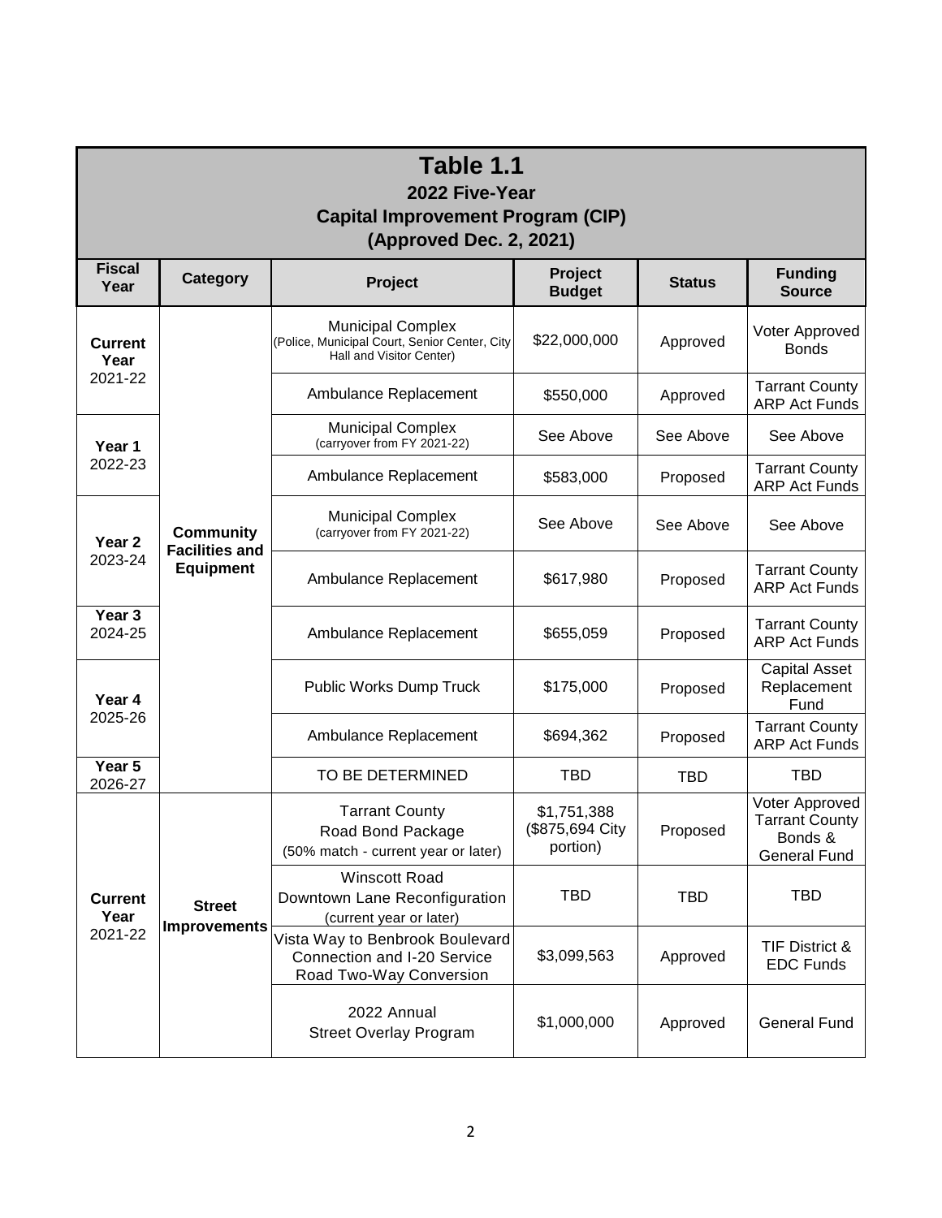**Table 1.1**
**2022 Five-Year**
**Capital Improvement Program (CIP)**
**(Approved Dec. 2, 2021)**

| Fiscal Year | Category | Project | Project Budget | Status | Funding Source |
|---|---|---|---|---|---|
| **Current Year** 2021-22 | **Community Facilities and Equipment** | Municipal Complex (Police, Municipal Court, Senior Center, City Hall and Visitor Center) | $22,000,000 | Approved | Voter Approved Bonds |
| | | Ambulance Replacement | $550,000 | Approved | Tarrant County ARP Act Funds |
| **Year 1** 2022-23 | | Municipal Complex (carryover from FY 2021-22) | See Above | See Above | See Above |
| | | Ambulance Replacement | $583,000 | Proposed | Tarrant County ARP Act Funds |
| **Year 2** 2023-24 | | Municipal Complex (carryover from FY 2021-22) | See Above | See Above | See Above |
| | | Ambulance Replacement | $617,980 | Proposed | Tarrant County ARP Act Funds |
| **Year 3** 2024-25 | | Ambulance Replacement | $655,059 | Proposed | Tarrant County ARP Act Funds |
| **Year 4** 2025-26 | | Public Works Dump Truck | $175,000 | Proposed | Capital Asset Replacement Fund |
| | | Ambulance Replacement | $694,362 | Proposed | Tarrant County ARP Act Funds |
| **Year 5** 2026-27 | | TO BE DETERMINED | TBD | TBD | TBD |
| **Current Year** 2021-22 | **Street Improvements** | Tarrant County Road Bond Package (50% match - current year or later) | $1,751,388 ($875,694 City portion) | Proposed | Voter Approved Tarrant County Bonds & General Fund |
| | | Winscott Road Downtown Lane Reconfiguration (current year or later) | TBD | TBD | TBD |
| | | Vista Way to Benbrook Boulevard Connection and I-20 Service Road Two-Way Conversion | $3,099,563 | Approved | TIF District & EDC Funds |
| | | 2022 Annual Street Overlay Program | $1,000,000 | Approved | General Fund |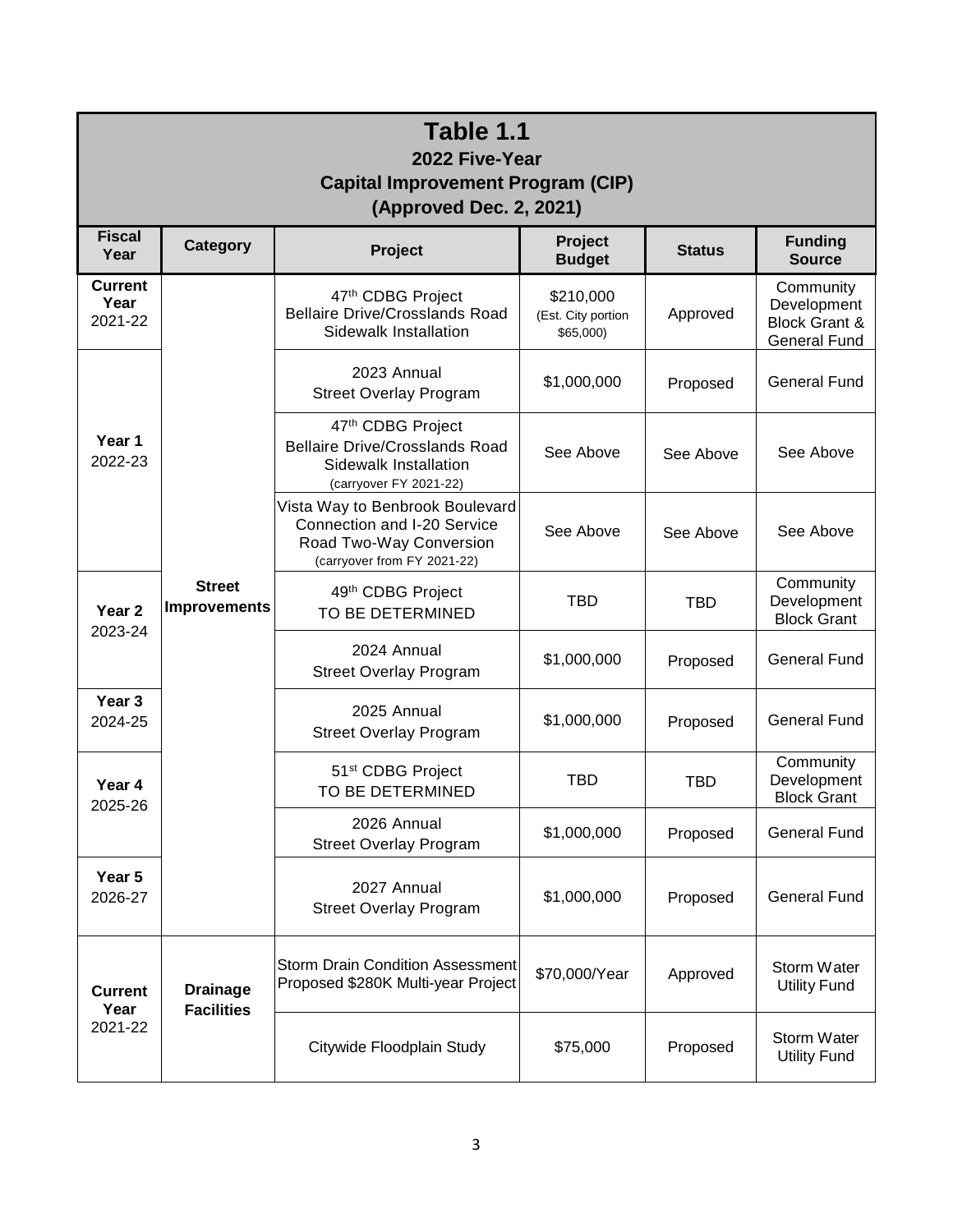# Table 1.1

## 2022 Five-Year Capital Improvement Program (CIP) (Approved Dec. 2, 2021)

| Fiscal Year | Category | Project | Project Budget | Status | Funding Source |
|---|---|---|---|---|---|
| Current Year 2021-22 | Street Improvements | 47th CDBG Project Bellaire Drive/Crosslands Road Sidewalk Installation | $210,000 (Est. City portion $65,000) | Approved | Community Development Block Grant & General Fund |
| Year 1 2022-23 | | 2023 Annual Street Overlay Program | $1,000,000 | Proposed | General Fund |
| | | 47th CDBG Project Bellaire Drive/Crosslands Road Sidewalk Installation (carryover FY 2021-22) | See Above | See Above | See Above |
| | | Vista Way to Benbrook Boulevard Connection and I-20 Service Road Two-Way Conversion (carryover from FY 2021-22) | See Above | See Above | See Above |
| Year 2 2023-24 | | 49th CDBG Project TO BE DETERMINED | TBD | TBD | Community Development Block Grant |
| | | 2024 Annual Street Overlay Program | $1,000,000 | Proposed | General Fund |
| Year 3 2024-25 | | 2025 Annual Street Overlay Program | $1,000,000 | Proposed | General Fund |
| Year 4 2025-26 | | 51st CDBG Project TO BE DETERMINED | TBD | TBD | Community Development Block Grant |
| | | 2026 Annual Street Overlay Program | $1,000,000 | Proposed | General Fund |
| Year 5 2026-27 | | 2027 Annual Street Overlay Program | $1,000,000 | Proposed | General Fund |
| Current Year 2021-22 | Drainage Facilities | Storm Drain Condition Assessment Proposed $280K Multi-year Project | $70,000/Year | Approved | Storm Water Utility Fund |
| | | Citywide Floodplain Study | $75,000 | Proposed | Storm Water Utility Fund |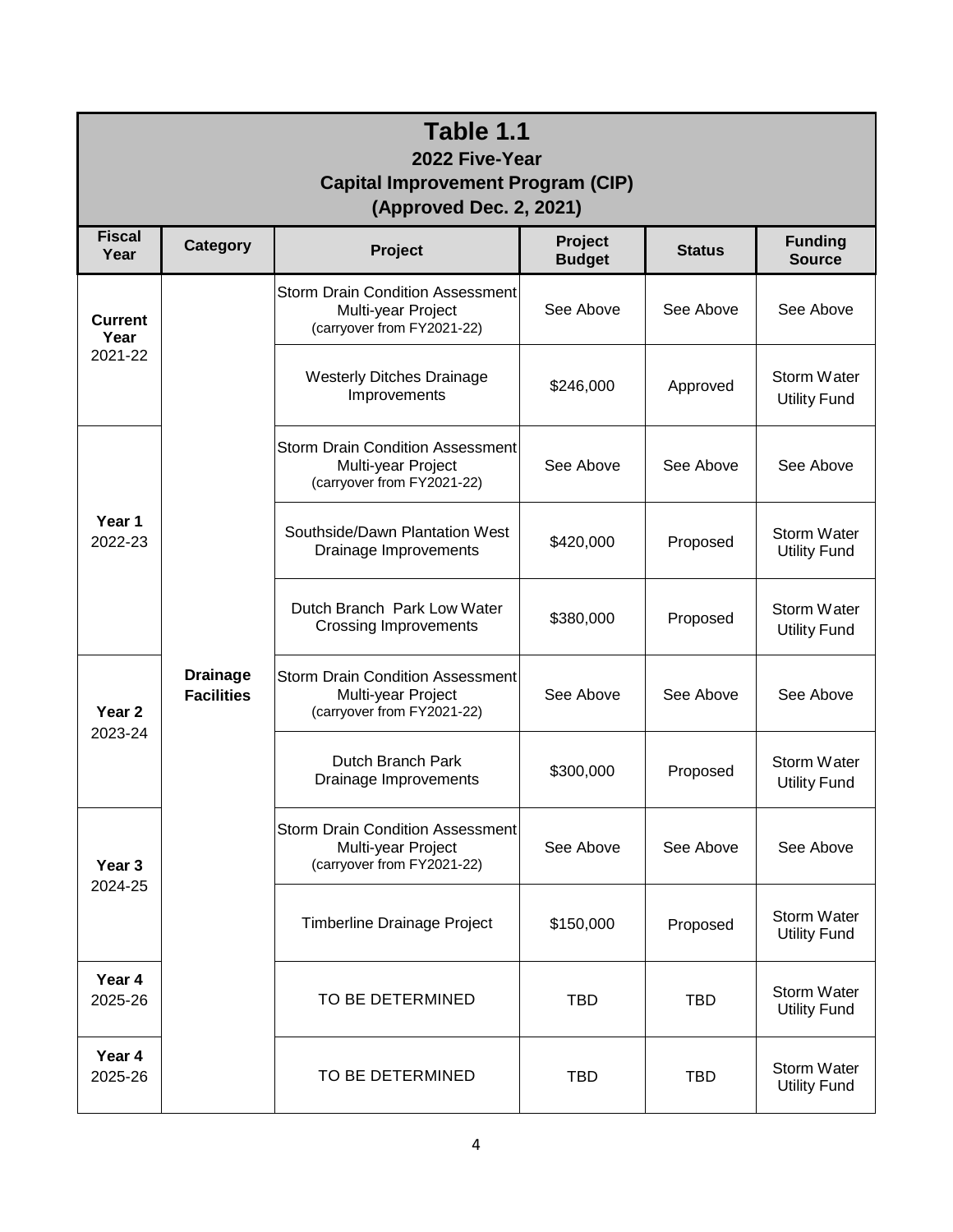# Table 1.1

## 2022 Five-Year Capital Improvement Program (CIP) (Approved Dec. 2, 2021)

| Fiscal Year | Category | Project | Project Budget | Status | Funding Source |
|---|---|---|---|---|---|
| **Current Year** 2021-22 | **Drainage Facilities** | Storm Drain Condition Assessment Multi-year Project (carryover from FY2021-22) | See Above | See Above | See Above |
| | | Westerly Ditches Drainage Improvements | $246,000 | Approved | Storm Water Utility Fund |
| **Year 1** 2022-23 | | Storm Drain Condition Assessment Multi-year Project (carryover from FY2021-22) | See Above | See Above | See Above |
| | | Southside/Dawn Plantation West Drainage Improvements | $420,000 | Proposed | Storm Water Utility Fund |
| | | Dutch Branch Park Low Water Crossing Improvements | $380,000 | Proposed | Storm Water Utility Fund |
| **Year 2** 2023-24 | | Storm Drain Condition Assessment Multi-year Project (carryover from FY2021-22) | See Above | See Above | See Above |
| | | Dutch Branch Park Drainage Improvements | $300,000 | Proposed | Storm Water Utility Fund |
| **Year 3** 2024-25 | | Storm Drain Condition Assessment Multi-year Project (carryover from FY2021-22) | See Above | See Above | See Above |
| | | Timberline Drainage Project | $150,000 | Proposed | Storm Water Utility Fund |
| **Year 4** 2025-26 | | TO BE DETERMINED | TBD | TBD | Storm Water Utility Fund |
| **Year 4** 2025-26 | | TO BE DETERMINED | TBD | TBD | Storm Water Utility Fund |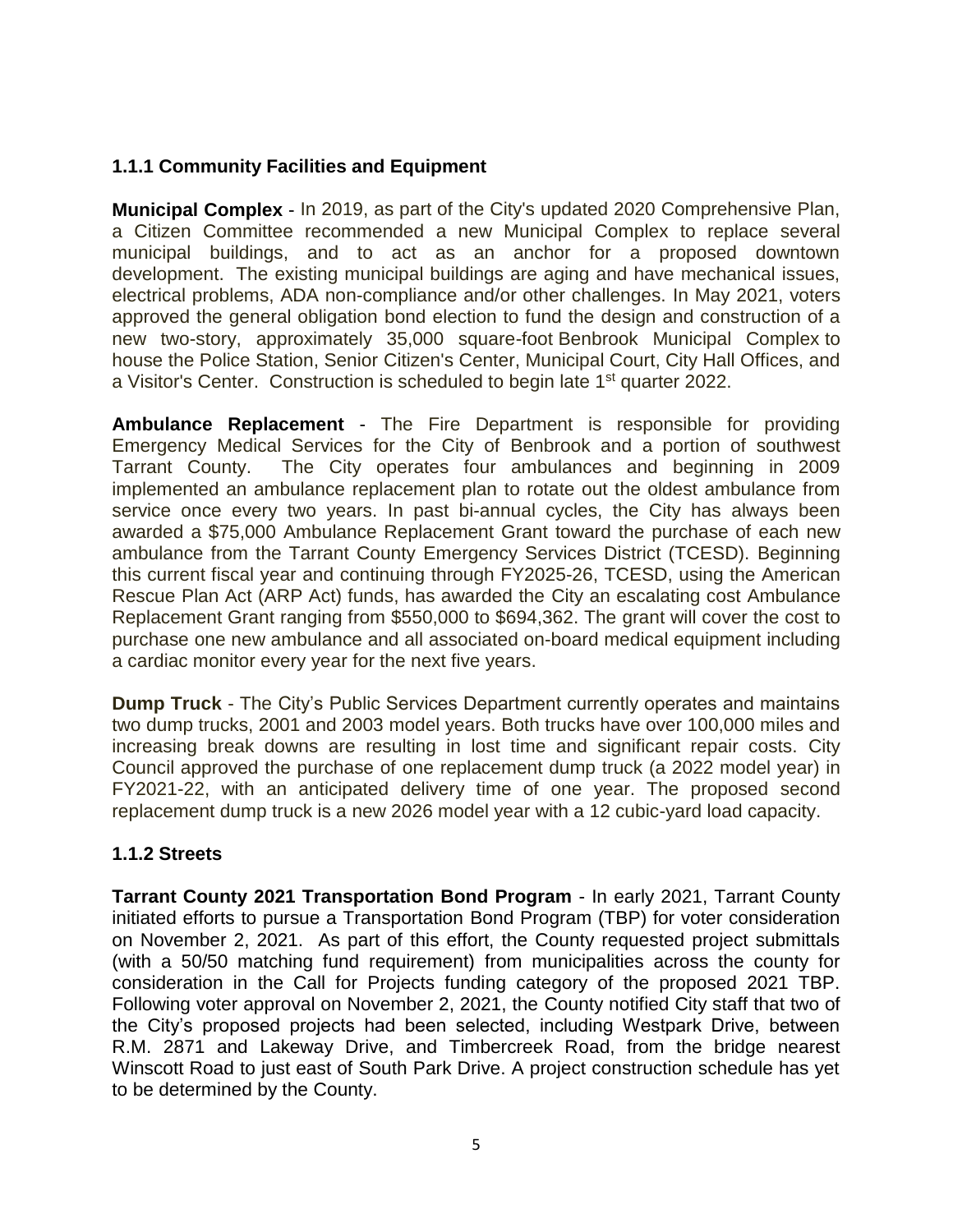### 1.1.1 Community Facilities and Equipment

**Municipal Complex** - In 2019, as part of the City's updated 2020 Comprehensive Plan, a Citizen Committee recommended a new Municipal Complex to replace several municipal buildings, and to act as an anchor for a proposed downtown development. The existing municipal buildings are aging and have mechanical issues, electrical problems, ADA non-compliance and/or other challenges. In May 2021, voters approved the general obligation bond election to fund the design and construction of a new two-story, approximately 35,000 square-foot Benbrook Municipal Complex to house the Police Station, Senior Citizen's Center, Municipal Court, City Hall Offices, and a Visitor's Center. Construction is scheduled to begin late 1st quarter 2022.

**Ambulance Replacement** - The Fire Department is responsible for providing Emergency Medical Services for the City of Benbrook and a portion of southwest Tarrant County. The City operates four ambulances and beginning in 2009 implemented an ambulance replacement plan to rotate out the oldest ambulance from service once every two years. In past bi-annual cycles, the City has always been awarded a $75,000 Ambulance Replacement Grant toward the purchase of each new ambulance from the Tarrant County Emergency Services District (TCESD). Beginning this current fiscal year and continuing through FY2025-26, TCESD, using the American Rescue Plan Act (ARP Act) funds, has awarded the City an escalating cost Ambulance Replacement Grant ranging from $550,000 to $694,362. The grant will cover the cost to purchase one new ambulance and all associated on-board medical equipment including a cardiac monitor every year for the next five years.

**Dump Truck** - The City's Public Services Department currently operates and maintains two dump trucks, 2001 and 2003 model years. Both trucks have over 100,000 miles and increasing break downs are resulting in lost time and significant repair costs. City Council approved the purchase of one replacement dump truck (a 2022 model year) in FY2021-22, with an anticipated delivery time of one year. The proposed second replacement dump truck is a new 2026 model year with a 12 cubic-yard load capacity.

### 1.1.2 Streets

**Tarrant County 2021 Transportation Bond Program** - In early 2021, Tarrant County initiated efforts to pursue a Transportation Bond Program (TBP) for voter consideration on November 2, 2021. As part of this effort, the County requested project submittals (with a 50/50 matching fund requirement) from municipalities across the county for consideration in the Call for Projects funding category of the proposed 2021 TBP. Following voter approval on November 2, 2021, the County notified City staff that two of the City's proposed projects had been selected, including Westpark Drive, between R.M. 2871 and Lakeway Drive, and Timbercreek Road, from the bridge nearest Winscott Road to just east of South Park Drive. A project construction schedule has yet to be determined by the County.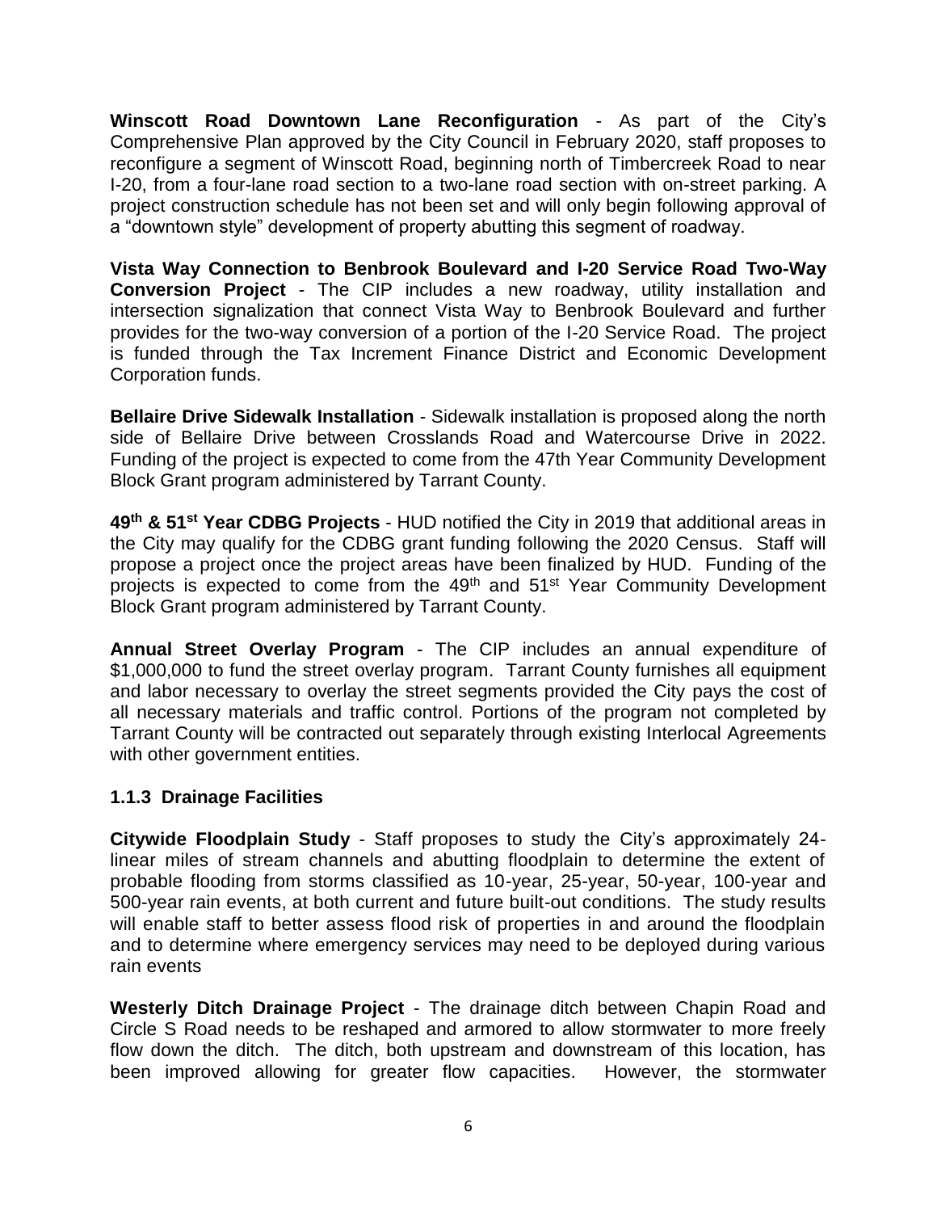**Winscott Road Downtown Lane Reconfiguration** - As part of the City's Comprehensive Plan approved by the City Council in February 2020, staff proposes to reconfigure a segment of Winscott Road, beginning north of Timbercreek Road to near I-20, from a four-lane road section to a two-lane road section with on-street parking. A project construction schedule has not been set and will only begin following approval of a "downtown style" development of property abutting this segment of roadway.

**Vista Way Connection to Benbrook Boulevard and I-20 Service Road Two-Way Conversion Project** - The CIP includes a new roadway, utility installation and intersection signalization that connect Vista Way to Benbrook Boulevard and further provides for the two-way conversion of a portion of the I-20 Service Road. The project is funded through the Tax Increment Finance District and Economic Development Corporation funds.

**Bellaire Drive Sidewalk Installation** - Sidewalk installation is proposed along the north side of Bellaire Drive between Crosslands Road and Watercourse Drive in 2022. Funding of the project is expected to come from the 47th Year Community Development Block Grant program administered by Tarrant County.

**49th & 51st Year CDBG Projects** - HUD notified the City in 2019 that additional areas in the City may qualify for the CDBG grant funding following the 2020 Census. Staff will propose a project once the project areas have been finalized by HUD. Funding of the projects is expected to come from the 49th and 51st Year Community Development Block Grant program administered by Tarrant County.

**Annual Street Overlay Program** - The CIP includes an annual expenditure of $1,000,000 to fund the street overlay program. Tarrant County furnishes all equipment and labor necessary to overlay the street segments provided the City pays the cost of all necessary materials and traffic control. Portions of the program not completed by Tarrant County will be contracted out separately through existing Interlocal Agreements with other government entities.

### 1.1.3 Drainage Facilities

**Citywide Floodplain Study** - Staff proposes to study the City's approximately 24-linear miles of stream channels and abutting floodplain to determine the extent of probable flooding from storms classified as 10-year, 25-year, 50-year, 100-year and 500-year rain events, at both current and future built-out conditions. The study results will enable staff to better assess flood risk of properties in and around the floodplain and to determine where emergency services may need to be deployed during various rain events

**Westerly Ditch Drainage Project** - The drainage ditch between Chapin Road and Circle S Road needs to be reshaped and armored to allow stormwater to more freely flow down the ditch. The ditch, both upstream and downstream of this location, has been improved allowing for greater flow capacities. However, the stormwater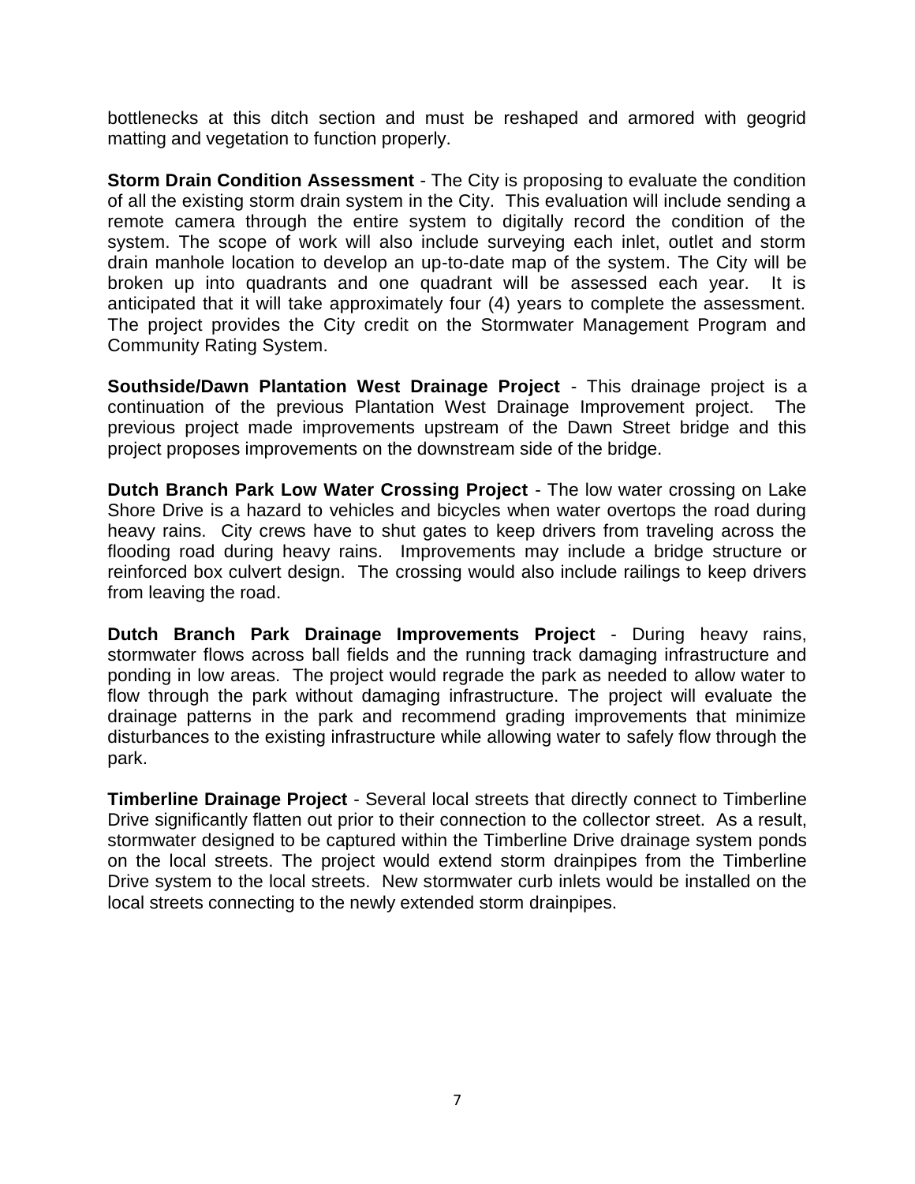bottlenecks at this ditch section and must be reshaped and armored with geogrid matting and vegetation to function properly.

**Storm Drain Condition Assessment** - The City is proposing to evaluate the condition of all the existing storm drain system in the City. This evaluation will include sending a remote camera through the entire system to digitally record the condition of the system. The scope of work will also include surveying each inlet, outlet and storm drain manhole location to develop an up-to-date map of the system. The City will be broken up into quadrants and one quadrant will be assessed each year. It is anticipated that it will take approximately four (4) years to complete the assessment. The project provides the City credit on the Stormwater Management Program and Community Rating System.

**Southside/Dawn Plantation West Drainage Project** - This drainage project is a continuation of the previous Plantation West Drainage Improvement project. The previous project made improvements upstream of the Dawn Street bridge and this project proposes improvements on the downstream side of the bridge.

**Dutch Branch Park Low Water Crossing Project** - The low water crossing on Lake Shore Drive is a hazard to vehicles and bicycles when water overtops the road during heavy rains. City crews have to shut gates to keep drivers from traveling across the flooding road during heavy rains. Improvements may include a bridge structure or reinforced box culvert design. The crossing would also include railings to keep drivers from leaving the road.

**Dutch Branch Park Drainage Improvements Project** - During heavy rains, stormwater flows across ball fields and the running track damaging infrastructure and ponding in low areas. The project would regrade the park as needed to allow water to flow through the park without damaging infrastructure. The project will evaluate the drainage patterns in the park and recommend grading improvements that minimize disturbances to the existing infrastructure while allowing water to safely flow through the park.

**Timberline Drainage Project** - Several local streets that directly connect to Timberline Drive significantly flatten out prior to their connection to the collector street. As a result, stormwater designed to be captured within the Timberline Drive drainage system ponds on the local streets. The project would extend storm drainpipes from the Timberline Drive system to the local streets. New stormwater curb inlets would be installed on the local streets connecting to the newly extended storm drainpipes.